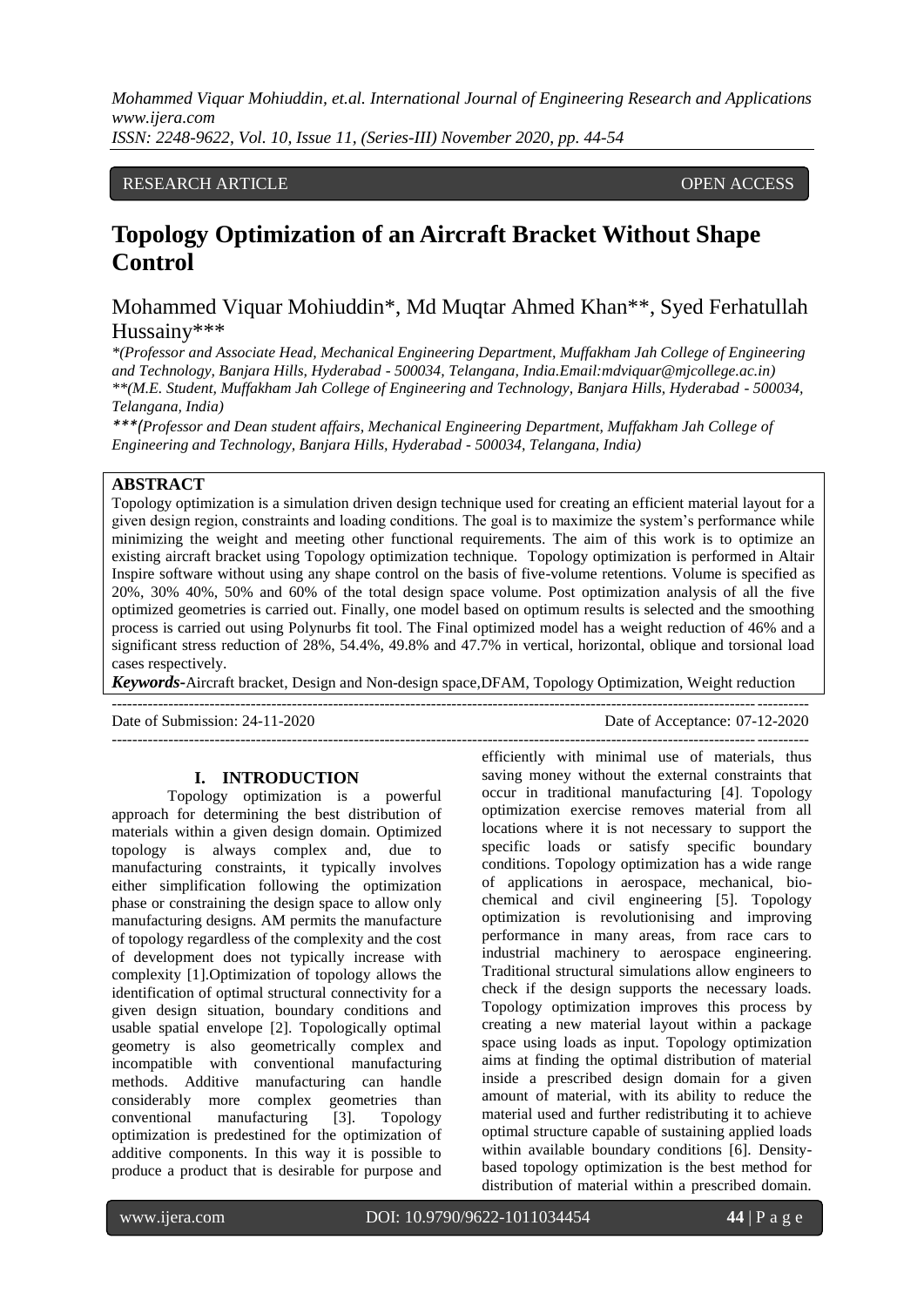RESEARCH ARTICLE OPEN ACCESS

# Topology Optimization of an Aircraft Bracket Without Shape Control

Mohammed Viquar Mohiuddin*, Md Muqtar Ahmed Khan**, Syed Ferhatullah Hussainy***

*(Professor and Associate Head, Mechanical Engineering Department, Muffakham Jah College of Engineering and Technology, Banjara Hills, Hyderabad - 500034, Telangana, India.Email:mdviquar@mjcollege.ac.in)*
**(M.E. Student, Muffakham Jah College of Engineering and Technology, Banjara Hills, Hyderabad - 500034, Telangana, India)*
***(Professor and Dean student affairs, Mechanical Engineering Department, Muffakham Jah College of Engineering and Technology, Banjara Hills, Hyderabad - 500034, Telangana, India)*

## ABSTRACT

Topology optimization is a simulation driven design technique used for creating an efficient material layout for a given design region, constraints and loading conditions. The goal is to maximize the system's performance while minimizing the weight and meeting other functional requirements. The aim of this work is to optimize an existing aircraft bracket using Topology optimization technique. Topology optimization is performed in Altair Inspire software without using any shape control on the basis of five-volume retentions. Volume is specified as 20%, 30% 40%, 50% and 60% of the total design space volume. Post optimization analysis of all the five optimized geometries is carried out. Finally, one model based on optimum results is selected and the smoothing process is carried out using Polynurbs fit tool. The Final optimized model has a weight reduction of 46% and a significant stress reduction of 28%, 54.4%, 49.8% and 47.7% in vertical, horizontal, oblique and torsional load cases respectively.

***Keywords*-**Aircraft bracket, Design and Non-design space,DFAM, Topology Optimization, Weight reduction

Date of Submission: 24-11-2020 Date of Acceptance: 07-12-2020

## I. INTRODUCTION

Topology optimization is a powerful approach for determining the best distribution of materials within a given design domain. Optimized topology is always complex and, due to manufacturing constraints, it typically involves either simplification following the optimization phase or constraining the design space to allow only manufacturing designs. AM permits the manufacture of topology regardless of the complexity and the cost of development does not typically increase with complexity [1].Optimization of topology allows the identification of optimal structural connectivity for a given design situation, boundary conditions and usable spatial envelope [2]. Topologically optimal geometry is also geometrically complex and incompatible with conventional manufacturing methods. Additive manufacturing can handle considerably more complex geometries than conventional manufacturing [3]. Topology optimization is predestined for the optimization of additive components. In this way it is possible to produce a product that is desirable for purpose and efficiently with minimal use of materials, thus saving money without the external constraints that occur in traditional manufacturing [4]. Topology optimization exercise removes material from all locations where it is not necessary to support the specific loads or satisfy specific boundary conditions. Topology optimization has a wide range of applications in aerospace, mechanical, bio-chemical and civil engineering [5]. Topology optimization is revolutionising and improving performance in many areas, from race cars to industrial machinery to aerospace engineering. Traditional structural simulations allow engineers to check if the design supports the necessary loads. Topology optimization improves this process by creating a new material layout within a package space using loads as input. Topology optimization aims at finding the optimal distribution of material inside a prescribed design domain for a given amount of material, with its ability to reduce the material used and further redistributing it to achieve optimal structure capable of sustaining applied loads within available boundary conditions [6]. Density-based topology optimization is the best method for distribution of material within a prescribed domain.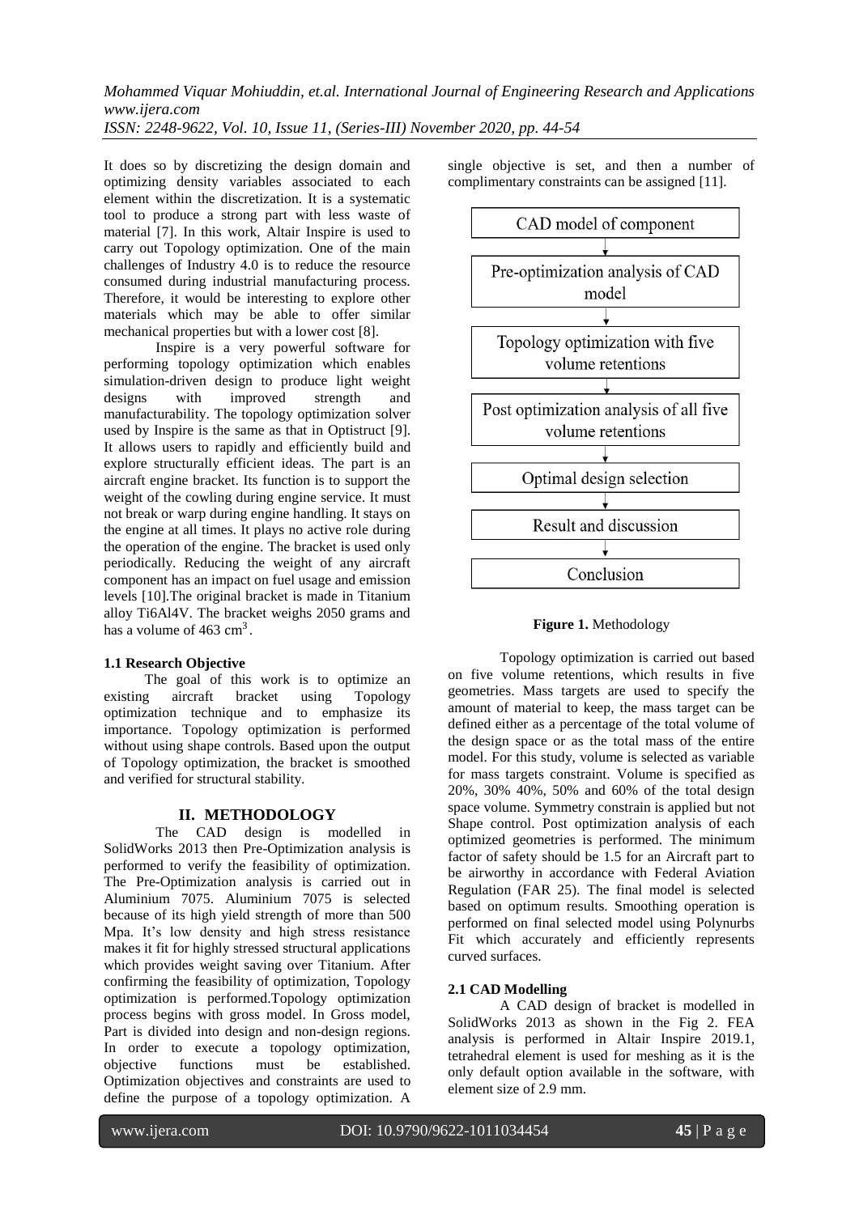It does so by discretizing the design domain and optimizing density variables associated to each element within the discretization. It is a systematic tool to produce a strong part with less waste of material [7]. In this work, Altair Inspire is used to carry out Topology optimization. One of the main challenges of Industry 4.0 is to reduce the resource consumed during industrial manufacturing process. Therefore, it would be interesting to explore other materials which may be able to offer similar mechanical properties but with a lower cost [8].

Inspire is a very powerful software for performing topology optimization which enables simulation-driven design to produce light weight designs with improved strength and manufacturability. The topology optimization solver used by Inspire is the same as that in Optistruct [9]. It allows users to rapidly and efficiently build and explore structurally efficient ideas. The part is an aircraft engine bracket. Its function is to support the weight of the cowling during engine service. It must not break or warp during engine handling. It stays on the engine at all times. It plays no active role during the operation of the engine. The bracket is used only periodically. Reducing the weight of any aircraft component has an impact on fuel usage and emission levels [10].The original bracket is made in Titanium alloy Ti6Al4V. The bracket weighs 2050 grams and has a volume of 463 $cm^3$.

### 1.1 Research Objective

The goal of this work is to optimize an existing aircraft bracket using Topology optimization technique and to emphasize its importance. Topology optimization is performed without using shape controls. Based upon the output of Topology optimization, the bracket is smoothed and verified for structural stability.

## II. METHODOLOGY

The CAD design is modelled in SolidWorks 2013 then Pre-Optimization analysis is performed to verify the feasibility of optimization. The Pre-Optimization analysis is carried out in Aluminium 7075. Aluminium 7075 is selected because of its high yield strength of more than 500 Mpa. It's low density and high stress resistance makes it fit for highly stressed structural applications which provides weight saving over Titanium. After confirming the feasibility of optimization, Topology optimization is performed.Topology optimization process begins with gross model. In Gross model, Part is divided into design and non-design regions. In order to execute a topology optimization, objective functions must be established. Optimization objectives and constraints are used to define the purpose of a topology optimization. A single objective is set, and then a number of complimentary constraints can be assigned [11].

CAD model of component
↓
Pre-optimization analysis of CAD model
↓
Topology optimization with five volume retentions
↓
Post optimization analysis of all five volume retentions
↓
Optimal design selection
↓
Result and discussion
↓
Conclusion

**Figure 1.** Methodology

Topology optimization is carried out based on five volume retentions, which results in five geometries. Mass targets are used to specify the amount of material to keep, the mass target can be defined either as a percentage of the total volume of the design space or as the total mass of the entire model. For this study, volume is selected as variable for mass targets constraint. Volume is specified as 20%, 30% 40%, 50% and 60% of the total design space volume. Symmetry constrain is applied but not Shape control. Post optimization analysis of each optimized geometries is performed. The minimum factor of safety should be 1.5 for an Aircraft part to be airworthy in accordance with Federal Aviation Regulation (FAR 25). The final model is selected based on optimum results. Smoothing operation is performed on final selected model using Polynurbs Fit which accurately and efficiently represents curved surfaces.

### 2.1 CAD Modelling

A CAD design of bracket is modelled in SolidWorks 2013 as shown in the Fig 2. FEA analysis is performed in Altair Inspire 2019.1, tetrahedral element is used for meshing as it is the only default option available in the software, with element size of 2.9 mm.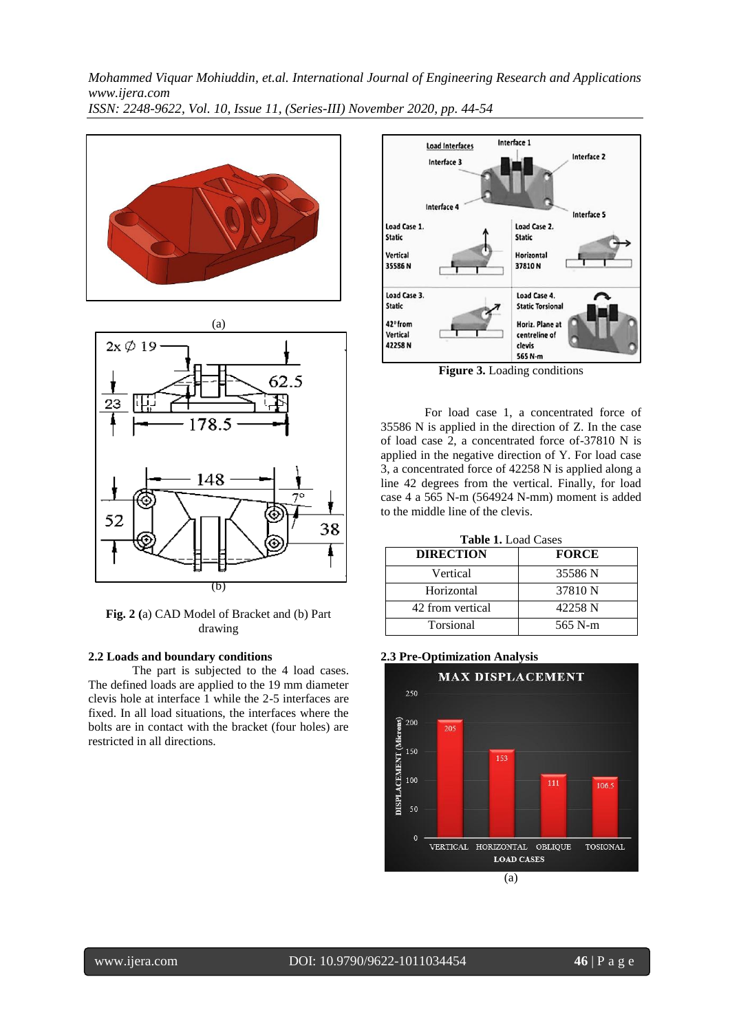(a)

(b)

**Fig. 2 (**a) CAD Model of Bracket and (b) Part drawing

### 2.2 Loads and boundary conditions

The part is subjected to the 4 load cases. The defined loads are applied to the 19 mm diameter clevis hole at interface 1 while the 2-5 interfaces are fixed. In all load situations, the interfaces where the bolts are in contact with the bracket (four holes) are restricted in all directions.

**Figure 3.** Loading conditions

For load case 1, a concentrated force of 35586 N is applied in the direction of Z. In the case of load case 2, a concentrated force of-37810 N is applied in the negative direction of Y. For load case 3, a concentrated force of 42258 N is applied along a line 42 degrees from the vertical. Finally, for load case 4 a 565 N-m (564924 N-mm) moment is added to the middle line of the clevis.

**Table 1.** Load Cases

| DIRECTION | FORCE |
|---|---|
| Vertical | 35586 N |
| Horizontal | 37810 N |
| 42 from vertical | 42258 N |
| Torsional | 565 N-m |

### 2.3 Pre-Optimization Analysis

(a)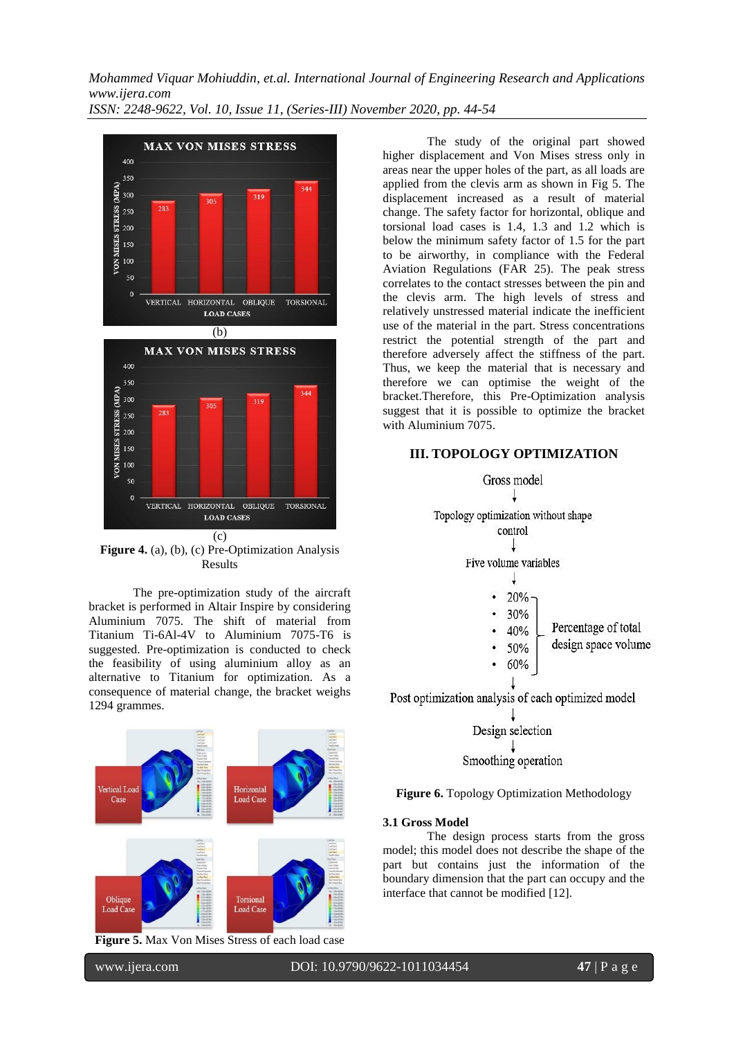(b)

(c)

**Figure 4.** (a), (b), (c) Pre-Optimization Analysis Results

The pre-optimization study of the aircraft bracket is performed in Altair Inspire by considering Aluminium 7075. The shift of material from Titanium Ti-6Al-4V to Aluminium 7075-T6 is suggested. Pre-optimization is conducted to check the feasibility of using aluminium alloy as an alternative to Titanium for optimization. As a consequence of material change, the bracket weighs 1294 grammes.

**Figure 5.** Max Von Mises Stress of each load case

The study of the original part showed higher displacement and Von Mises stress only in areas near the upper holes of the part, as all loads are applied from the clevis arm as shown in Fig 5. The displacement increased as a result of material change. The safety factor for horizontal, oblique and torsional load cases is 1.4, 1.3 and 1.2 which is below the minimum safety factor of 1.5 for the part to be airworthy, in compliance with the Federal Aviation Regulations (FAR 25). The peak stress correlates to the contact stresses between the pin and the clevis arm. The high levels of stress and relatively unstressed material indicate the inefficient use of the material in the part. Stress concentrations restrict the potential strength of the part and therefore adversely affect the stiffness of the part. Thus, we keep the material that is necessary and therefore we can optimise the weight of the bracket.Therefore, this Pre-Optimization analysis suggest that it is possible to optimize the bracket with Aluminium 7075.

## III. TOPOLOGY OPTIMIZATION

Gross model
↓
Topology optimization without shape control
↓
Five volume variables
↓
- 20%
- 30%
- 40%
- 50%
- 60%

(Percentage of total design space volume)
↓
Post optimization analysis of each optimized model
↓
Design selection
↓
Smoothing operation

**Figure 6.** Topology Optimization Methodology

### 3.1 Gross Model

The design process starts from the gross model; this model does not describe the shape of the part but contains just the information of the boundary dimension that the part can occupy and the interface that cannot be modified [12].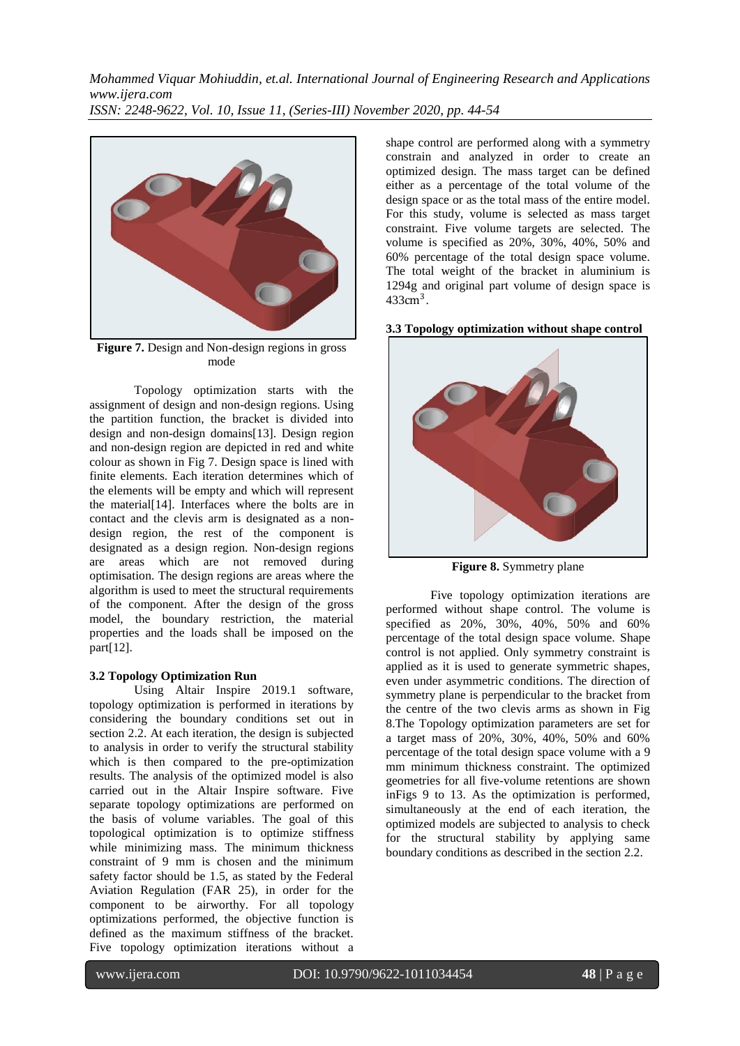**Figure 7.** Design and Non-design regions in gross mode

Topology optimization starts with the assignment of design and non-design regions. Using the partition function, the bracket is divided into design and non-design domains[13]. Design region and non-design region are depicted in red and white colour as shown in Fig 7. Design space is lined with finite elements. Each iteration determines which of the elements will be empty and which will represent the material[14]. Interfaces where the bolts are in contact and the clevis arm is designated as a non-design region, the rest of the component is designated as a design region. Non-design regions are areas which are not removed during optimisation. The design regions are areas where the algorithm is used to meet the structural requirements of the component. After the design of the gross model, the boundary restriction, the material properties and the loads shall be imposed on the part[12].

### 3.2 Topology Optimization Run

Using Altair Inspire 2019.1 software, topology optimization is performed in iterations by considering the boundary conditions set out in section 2.2. At each iteration, the design is subjected to analysis in order to verify the structural stability which is then compared to the pre-optimization results. The analysis of the optimized model is also carried out in the Altair Inspire software. Five separate topology optimizations are performed on the basis of volume variables. The goal of this topological optimization is to optimize stiffness while minimizing mass. The minimum thickness constraint of 9 mm is chosen and the minimum safety factor should be 1.5, as stated by the Federal Aviation Regulation (FAR 25), in order for the component to be airworthy. For all topology optimizations performed, the objective function is defined as the maximum stiffness of the bracket. Five topology optimization iterations without a shape control are performed along with a symmetry constrain and analyzed in order to create an optimized design. The mass target can be defined either as a percentage of the total volume of the design space or as the total mass of the entire model. For this study, volume is selected as mass target constraint. Five volume targets are selected. The volume is specified as 20%, 30%, 40%, 50% and 60% percentage of the total design space volume. The total weight of the bracket in aluminium is 1294g and original part volume of design space is $433cm^3$.

### 3.3 Topology optimization without shape control

**Figure 8.** Symmetry plane

Five topology optimization iterations are performed without shape control. The volume is specified as 20%, 30%, 40%, 50% and 60% percentage of the total design space volume. Shape control is not applied. Only symmetry constraint is applied as it is used to generate symmetric shapes, even under asymmetric conditions. The direction of symmetry plane is perpendicular to the bracket from the centre of the two clevis arms as shown in Fig 8.The Topology optimization parameters are set for a target mass of 20%, 30%, 40%, 50% and 60% percentage of the total design space volume with a 9 mm minimum thickness constraint. The optimized geometries for all five-volume retentions are shown inFigs 9 to 13. As the optimization is performed, simultaneously at the end of each iteration, the optimized models are subjected to analysis to check for the structural stability by applying same boundary conditions as described in the section 2.2.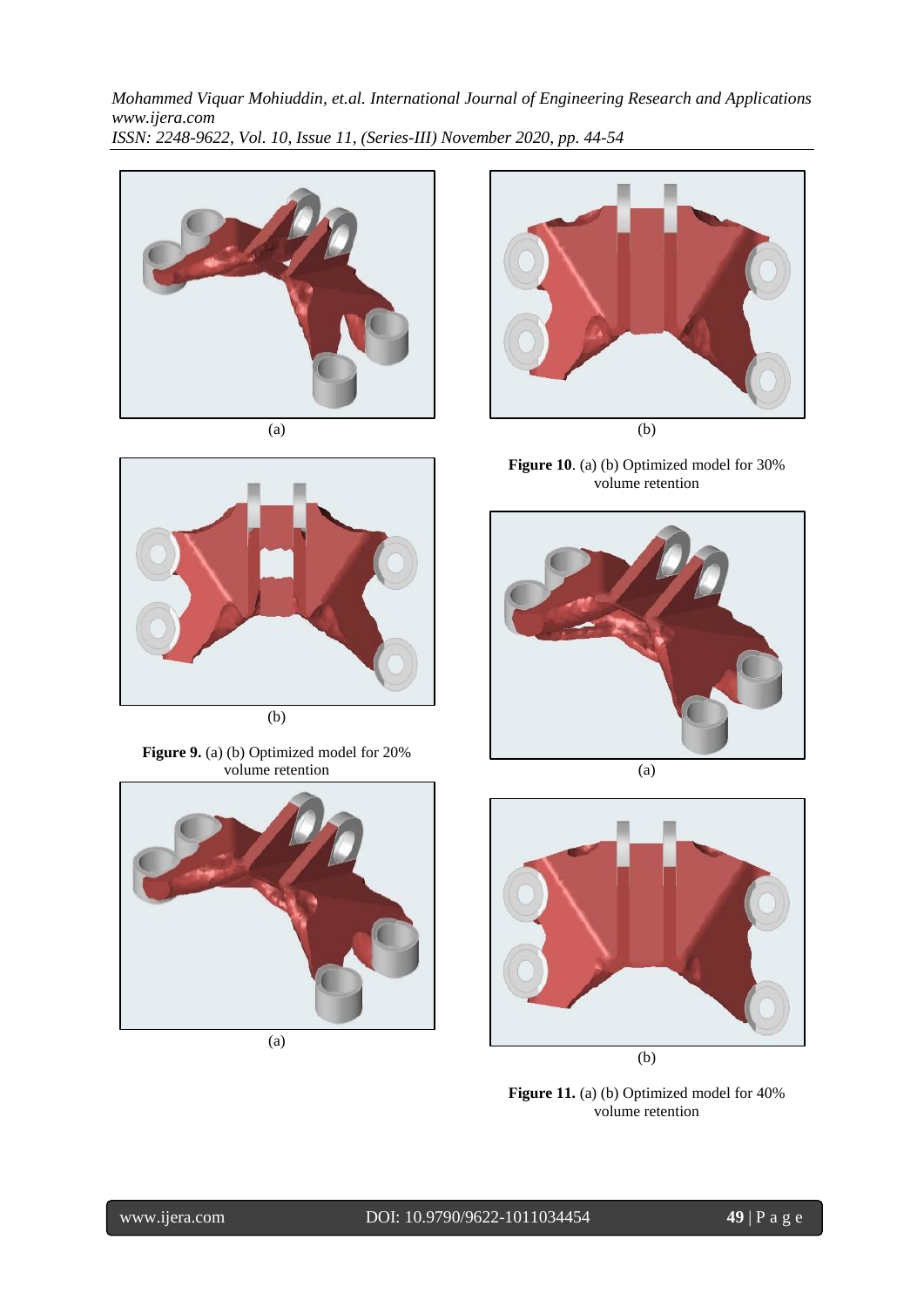(a)

(b)

**Figure 9.** (a) (b) Optimized model for 20% volume retention

(a)

(b)

**Figure 10**. (a) (b) Optimized model for 30% volume retention

(a)

(b)

**Figure 11.** (a) (b) Optimized model for 40% volume retention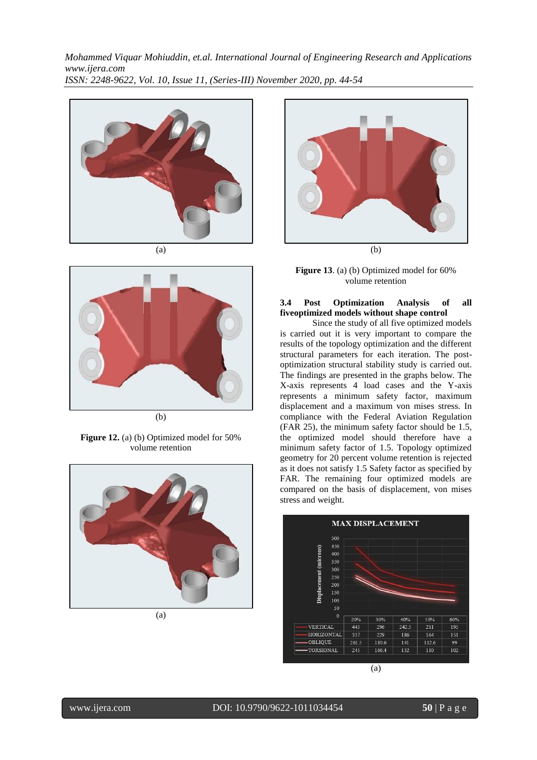(a)

(b)

**Figure 12.** (a) (b) Optimized model for 50% volume retention

(a)

(b)

**Figure 13**. (a) (b) Optimized model for 60% volume retention

### 3.4 Post Optimization Analysis of all fiveoptimized models without shape control

Since the study of all five optimized models is carried out it is very important to compare the results of the topology optimization and the different structural parameters for each iteration. The post-optimization structural stability study is carried out. The findings are presented in the graphs below. The X-axis represents 4 load cases and the Y-axis represents a minimum safety factor, maximum displacement and a maximum von mises stress. In compliance with the Federal Aviation Regulation (FAR 25), the minimum safety factor should be 1.5, the optimized model should therefore have a minimum safety factor of 1.5. Topology optimized geometry for 20 percent volume retention is rejected as it does not satisfy 1.5 Safety factor as specified by FAR. The remaining four optimized models are compared on the basis of displacement, von mises stress and weight.

**MAX DISPLACEMENT**

| | 20% | 30% | 40% | 50% | 60% |
|---|---|---|---|---|---|
| VERTICAL | 443 | 296 | 242.5 | 211 | 195 |
| HORIZONTAL | 337 | 229 | 186 | 164 | 151 |
| OBLIQUE | 261.5 | 180.6 | 141 | 112.6 | 99 |
| TORSIONAL | 245 | 166.4 | 132 | 110 | 102 |

(a)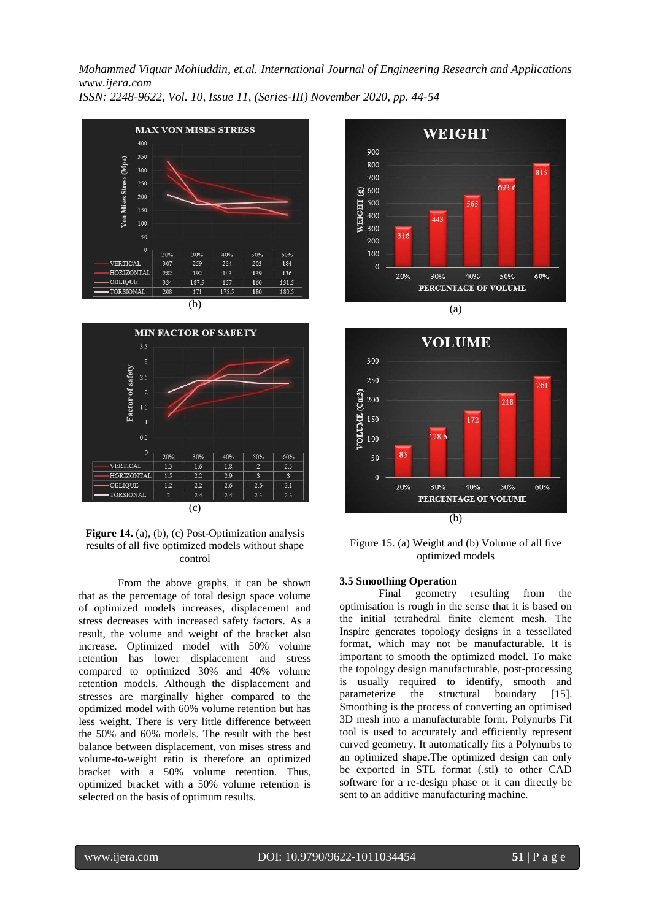**MAX VON MISES STRESS**

| | 20% | 30% | 40% | 50% | 60% |
|---|---|---|---|---|---|
| VERTICAL | 307 | 259 | 234 | 203 | 184 |
| HORIZONTAL | 282 | 192 | 143 | 139 | 136 |
| OBLIQUE | 334 | 187.5 | 157 | 160 | 131.5 |
| TORSIONAL | 208 | 171 | 175.5 | 180 | 180.5 |

(b)

**MIN FACTOR OF SAFETY**

| | 20% | 30% | 40% | 50% | 60% |
|---|---|---|---|---|---|
| VERTICAL | 1.3 | 1.6 | 1.8 | 2 | 2.3 |
| HORIZONTAL | 1.5 | 2.2 | 2.9 | 3 | 3 |
| OBLIQUE | 1.2 | 2.2 | 2.6 | 2.6 | 3.1 |
| TORSIONAL | 2 | 2.4 | 2.4 | 2.3 | 2.3 |

(c)

**Figure 14.** (a), (b), (c) Post-Optimization analysis results of all five optimized models without shape control

**WEIGHT**

| PERCENTAGE OF VOLUME | 20% | 30% | 40% | 50% | 60% |
|---|---|---|---|---|---|
| WEIGHT (g) | 316 | 443 | 565 | 693.6 | 815 |

(a)

**VOLUME**

| PERCENTAGE OF VOLUME | 20% | 30% | 40% | 50% | 60% |
|---|---|---|---|---|---|
| VOLUME (Cm3) | 83 | 128.6 | 172 | 218 | 261 |

(b)

Figure 15. (a) Weight and (b) Volume of all five optimized models

From the above graphs, it can be shown that as the percentage of total design space volume of optimized models increases, displacement and stress decreases with increased safety factors. As a result, the volume and weight of the bracket also increase. Optimized model with 50% volume retention has lower displacement and stress compared to optimized 30% and 40% volume retention models. Although the displacement and stresses are marginally higher compared to the optimized model with 60% volume retention but has less weight. There is very little difference between the 50% and 60% models. The result with the best balance between displacement, von mises stress and volume-to-weight ratio is therefore an optimized bracket with a 50% volume retention. Thus, optimized bracket with a 50% volume retention is selected on the basis of optimum results.

### 3.5 Smoothing Operation

Final geometry resulting from the optimisation is rough in the sense that it is based on the initial tetrahedral finite element mesh. The Inspire generates topology designs in a tessellated format, which may not be manufacturable. It is important to smooth the optimized model. To make the topology design manufacturable, post-processing is usually required to identify, smooth and parameterize the structural boundary [15]. Smoothing is the process of converting an optimised 3D mesh into a manufacturable form. Polynurbs Fit tool is used to accurately and efficiently represent curved geometry. It automatically fits a Polynurbs to an optimized shape.The optimized design can only be exported in STL format (.stl) to other CAD software for a re-design phase or it can directly be sent to an additive manufacturing machine.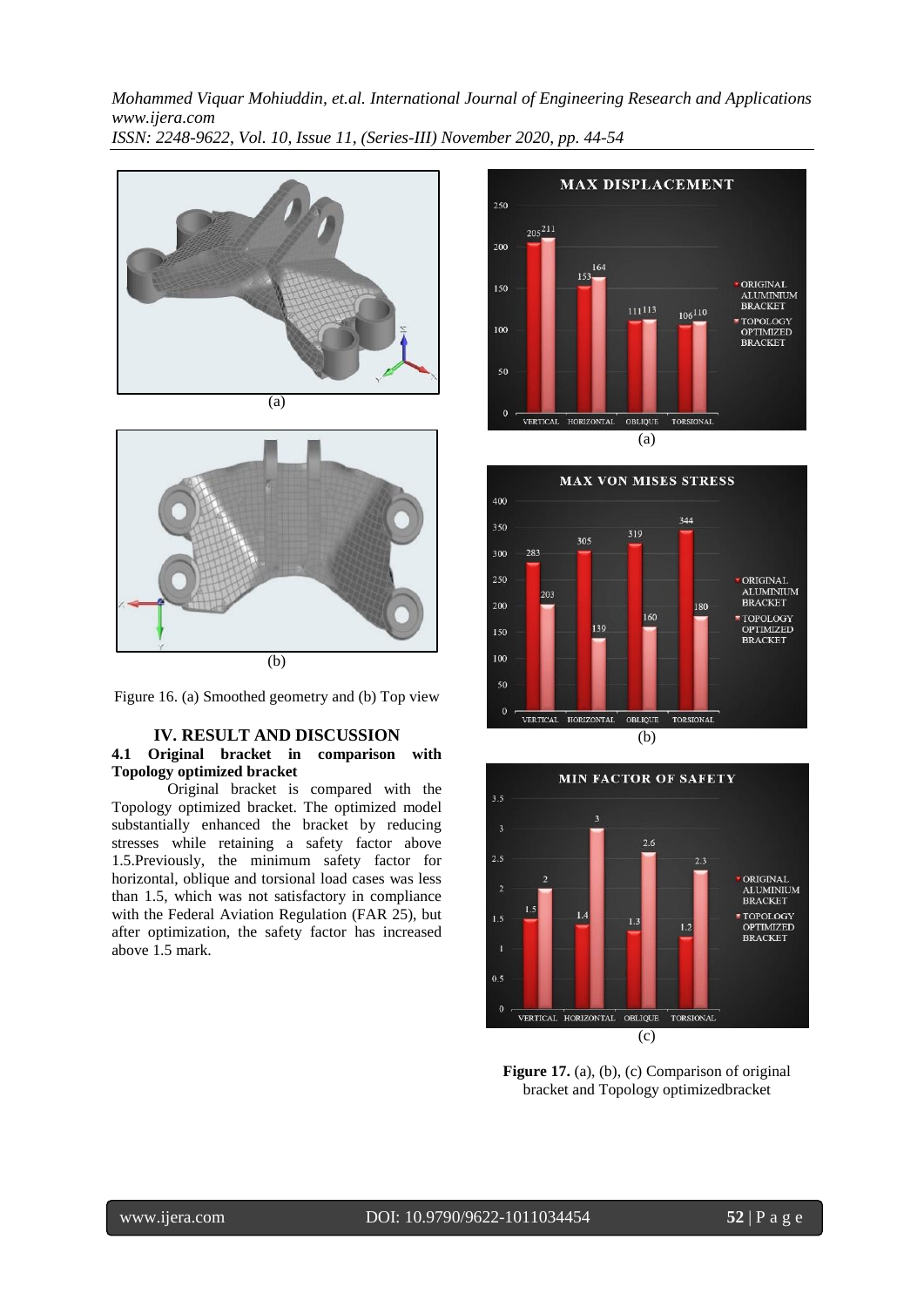(a)

(b)

Figure 16. (a) Smoothed geometry and (b) Top view

## IV. RESULT AND DISCUSSION

### 4.1 Original bracket in comparison with Topology optimized bracket

Original bracket is compared with the Topology optimized bracket. The optimized model substantially enhanced the bracket by reducing stresses while retaining a safety factor above 1.5.Previously, the minimum safety factor for horizontal, oblique and torsional load cases was less than 1.5, which was not satisfactory in compliance with the Federal Aviation Regulation (FAR 25), but after optimization, the safety factor has increased above 1.5 mark.

(a)

(b)

(c)

**Figure 17.** (a), (b), (c) Comparison of original bracket and Topology optimizedbracket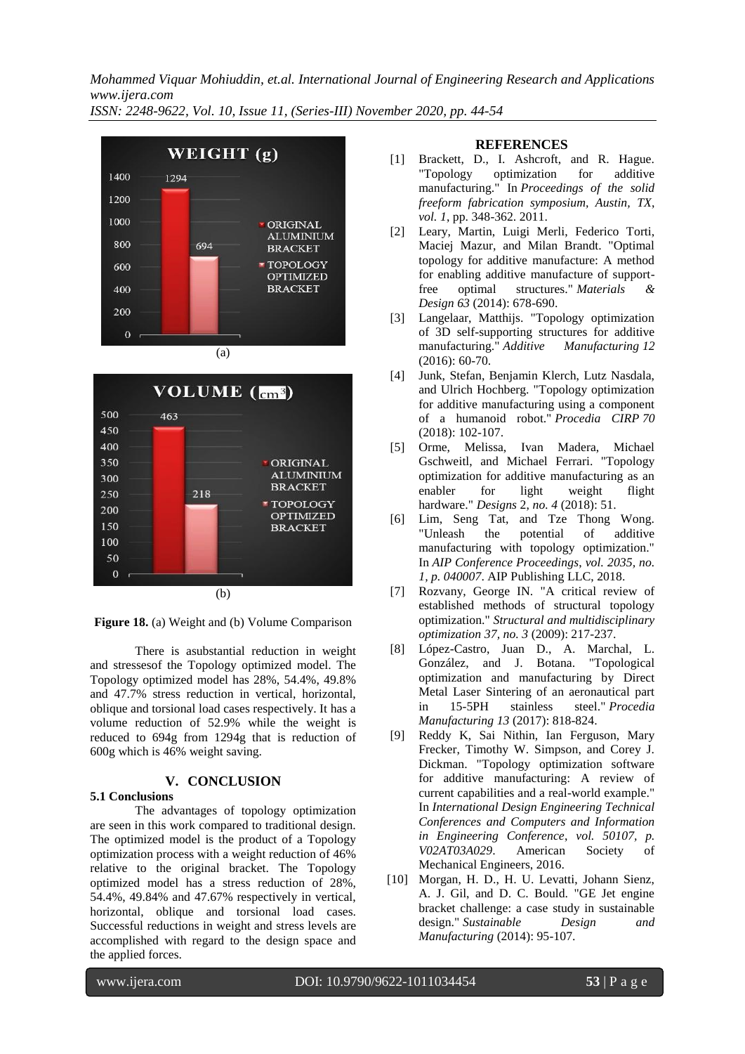Figure 18. (a) Weight and (b) Volume Comparison

There is asubstantial reduction in weight and stressesof the Topology optimized model. The Topology optimized model has 28%, 54.4%, 49.8% and 47.7% stress reduction in vertical, horizontal, oblique and torsional load cases respectively. It has a volume reduction of 52.9% while the weight is reduced to 694g from 1294g that is reduction of 600g which is 46% weight saving.

## V. CONCLUSION

### 5.1 Conclusions

The advantages of topology optimization are seen in this work compared to traditional design. The optimized model is the product of a Topology optimization process with a weight reduction of 46% relative to the original bracket. The Topology optimized model has a stress reduction of 28%, 54.4%, 49.84% and 47.67% respectively in vertical, horizontal, oblique and torsional load cases. Successful reductions in weight and stress levels are accomplished with regard to the design space and the applied forces.

## REFERENCES

[1] Brackett, D., I. Ashcroft, and R. Hague. "Topology optimization for additive manufacturing." In *Proceedings of the solid freeform fabrication symposium, Austin, TX, vol. 1*, pp. 348-362. 2011.

[2] Leary, Martin, Luigi Merli, Federico Torti, Maciej Mazur, and Milan Brandt. "Optimal topology for additive manufacture: A method for enabling additive manufacture of support-free optimal structures." *Materials & Design 63* (2014): 678-690.

[3] Langelaar, Matthijs. "Topology optimization of 3D self-supporting structures for additive manufacturing." *Additive Manufacturing 12* (2016): 60-70.

[4] Junk, Stefan, Benjamin Klerch, Lutz Nasdala, and Ulrich Hochberg. "Topology optimization for additive manufacturing using a component of a humanoid robot." *Procedia CIRP 70* (2018): 102-107.

[5] Orme, Melissa, Ivan Madera, Michael Gschweitl, and Michael Ferrari. "Topology optimization for additive manufacturing as an enabler for light weight flight hardware." *Designs* 2, *no. 4* (2018): 51.

[6] Lim, Seng Tat, and Tze Thong Wong. "Unleash the potential of additive manufacturing with topology optimization." In *AIP Conference Proceedings, vol. 2035, no. 1, p. 040007*. AIP Publishing LLC, 2018.

[7] Rozvany, George IN. "A critical review of established methods of structural topology optimization." *Structural and multidisciplinary optimization 37, no. 3* (2009): 217-237.

[8] López-Castro, Juan D., A. Marchal, L. González, and J. Botana. "Topological optimization and manufacturing by Direct Metal Laser Sintering of an aeronautical part in 15-5PH stainless steel." *Procedia Manufacturing 13* (2017): 818-824.

[9] Reddy K, Sai Nithin, Ian Ferguson, Mary Frecker, Timothy W. Simpson, and Corey J. Dickman. "Topology optimization software for additive manufacturing: A review of current capabilities and a real-world example." In *International Design Engineering Technical Conferences and Computers and Information in Engineering Conference, vol. 50107, p. V02AT03A029*. American Society of Mechanical Engineers, 2016.

[10] Morgan, H. D., H. U. Levatti, Johann Sienz, A. J. Gil, and D. C. Bould. "GE Jet engine bracket challenge: a case study in sustainable design." *Sustainable Design and Manufacturing* (2014): 95-107.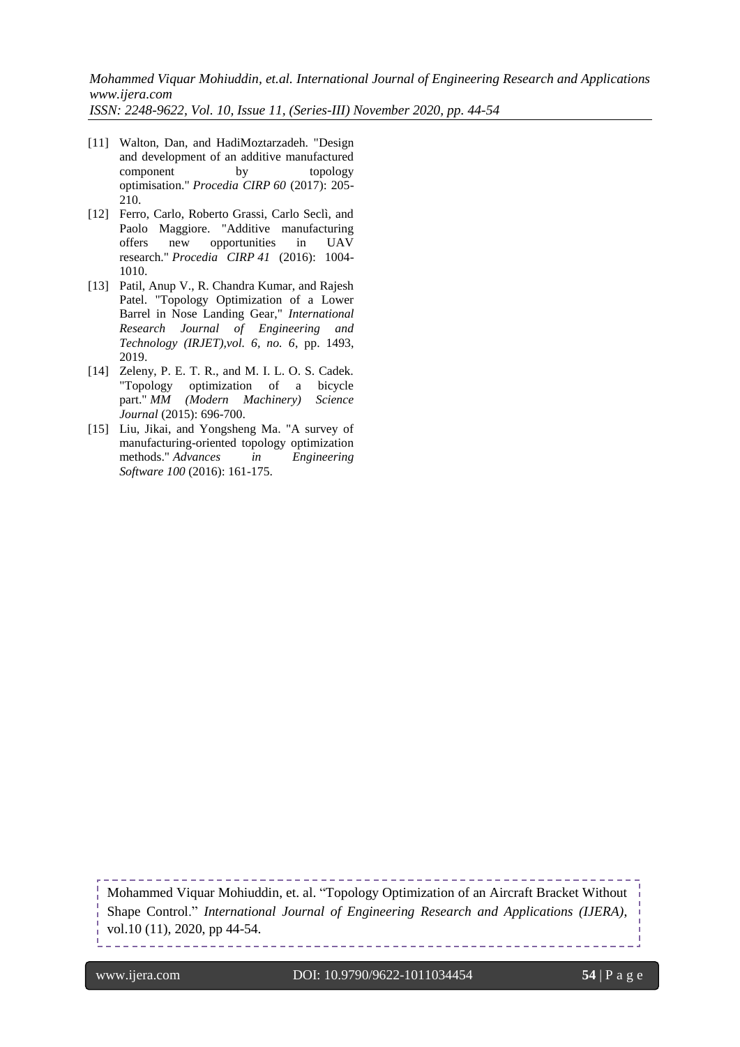[11] Walton, Dan, and HadiMoztarzadeh. "Design and development of an additive manufactured component by topology optimisation." *Procedia CIRP 60* (2017): 205-210.

[12] Ferro, Carlo, Roberto Grassi, Carlo Seclì, and Paolo Maggiore. "Additive manufacturing offers new opportunities in UAV research." *Procedia CIRP 41* (2016): 1004-1010.

[13] Patil, Anup V., R. Chandra Kumar, and Rajesh Patel. "Topology Optimization of a Lower Barrel in Nose Landing Gear," *International Research Journal of Engineering and Technology (IRJET),vol. 6, no. 6*, pp. 1493, 2019.

[14] Zeleny, P. E. T. R., and M. I. L. O. S. Cadek. "Topology optimization of a bicycle part." *MM (Modern Machinery) Science Journal* (2015): 696-700.

[15] Liu, Jikai, and Yongsheng Ma. "A survey of manufacturing-oriented topology optimization methods." *Advances in Engineering Software 100* (2016): 161-175.

Mohammed Viquar Mohiuddin, et. al. "Topology Optimization of an Aircraft Bracket Without Shape Control." *International Journal of Engineering Research and Applications (IJERA)*, vol.10 (11), 2020, pp 44-54.